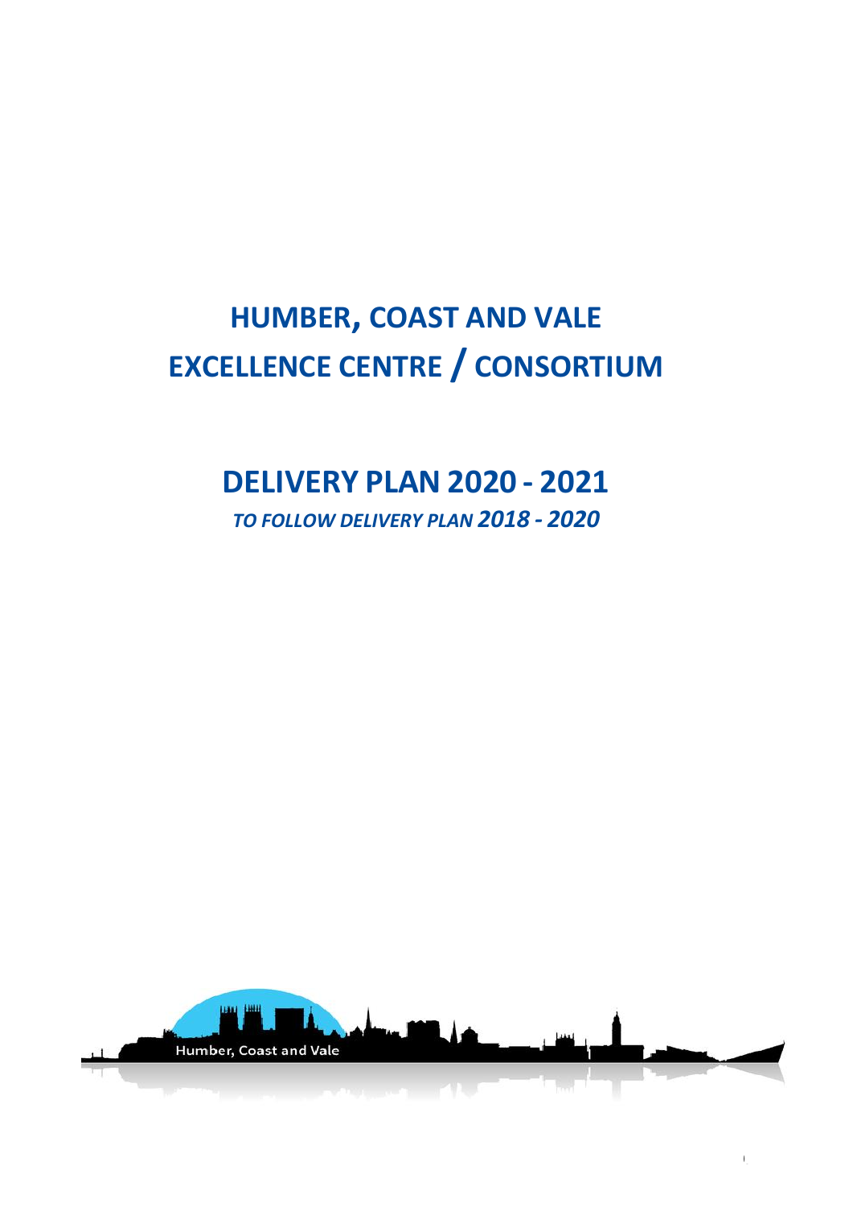# HUMBER, COAST AND VALE
# EXCELLENCE CENTRE / CONSORTIUM

## DELIVERY PLAN 2020 - 2021

*TO FOLLOW DELIVERY PLAN 2018 - 2020*

Humber, Coast and Vale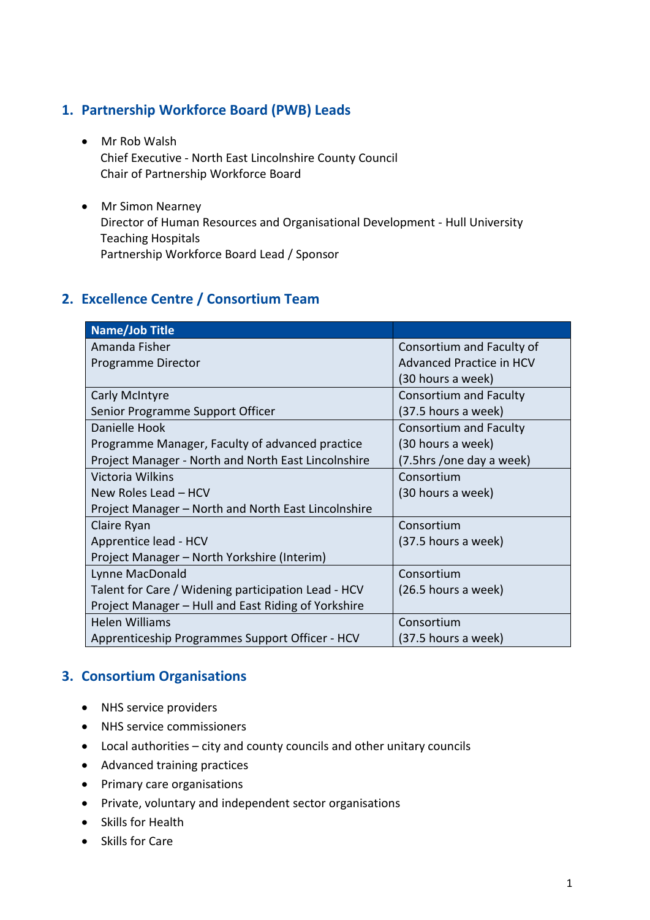## 1. Partnership Workforce Board (PWB) Leads

- Mr Rob Walsh
  Chief Executive - North East Lincolnshire County Council
  Chair of Partnership Workforce Board

- Mr Simon Nearney
  Director of Human Resources and Organisational Development - Hull University Teaching Hospitals
  Partnership Workforce Board Lead / Sponsor

## 2. Excellence Centre / Consortium Team

| Name/Job Title | |
|---|---|
| Amanda Fisher<br>Programme Director | Consortium and Faculty of Advanced Practice in HCV<br>(30 hours a week) |
| Carly McIntyre<br>Senior Programme Support Officer | Consortium and Faculty<br>(37.5 hours a week) |
| Danielle Hook<br>Programme Manager, Faculty of advanced practice<br>Project Manager - North and North East Lincolnshire | Consortium and Faculty<br>(30 hours a week)<br>(7.5hrs /one day a week) |
| Victoria Wilkins<br>New Roles Lead – HCV<br>Project Manager – North and North East Lincolnshire | Consortium<br>(30 hours a week) |
| Claire Ryan<br>Apprentice lead - HCV<br>Project Manager – North Yorkshire (Interim) | Consortium<br>(37.5 hours a week) |
| Lynne MacDonald<br>Talent for Care / Widening participation Lead - HCV<br>Project Manager – Hull and East Riding of Yorkshire | Consortium<br>(26.5 hours a week) |
| Helen Williams<br>Apprenticeship Programmes Support Officer - HCV | Consortium<br>(37.5 hours a week) |

## 3. Consortium Organisations

- NHS service providers
- NHS service commissioners
- Local authorities – city and county councils and other unitary councils
- Advanced training practices
- Primary care organisations
- Private, voluntary and independent sector organisations
- Skills for Health
- Skills for Care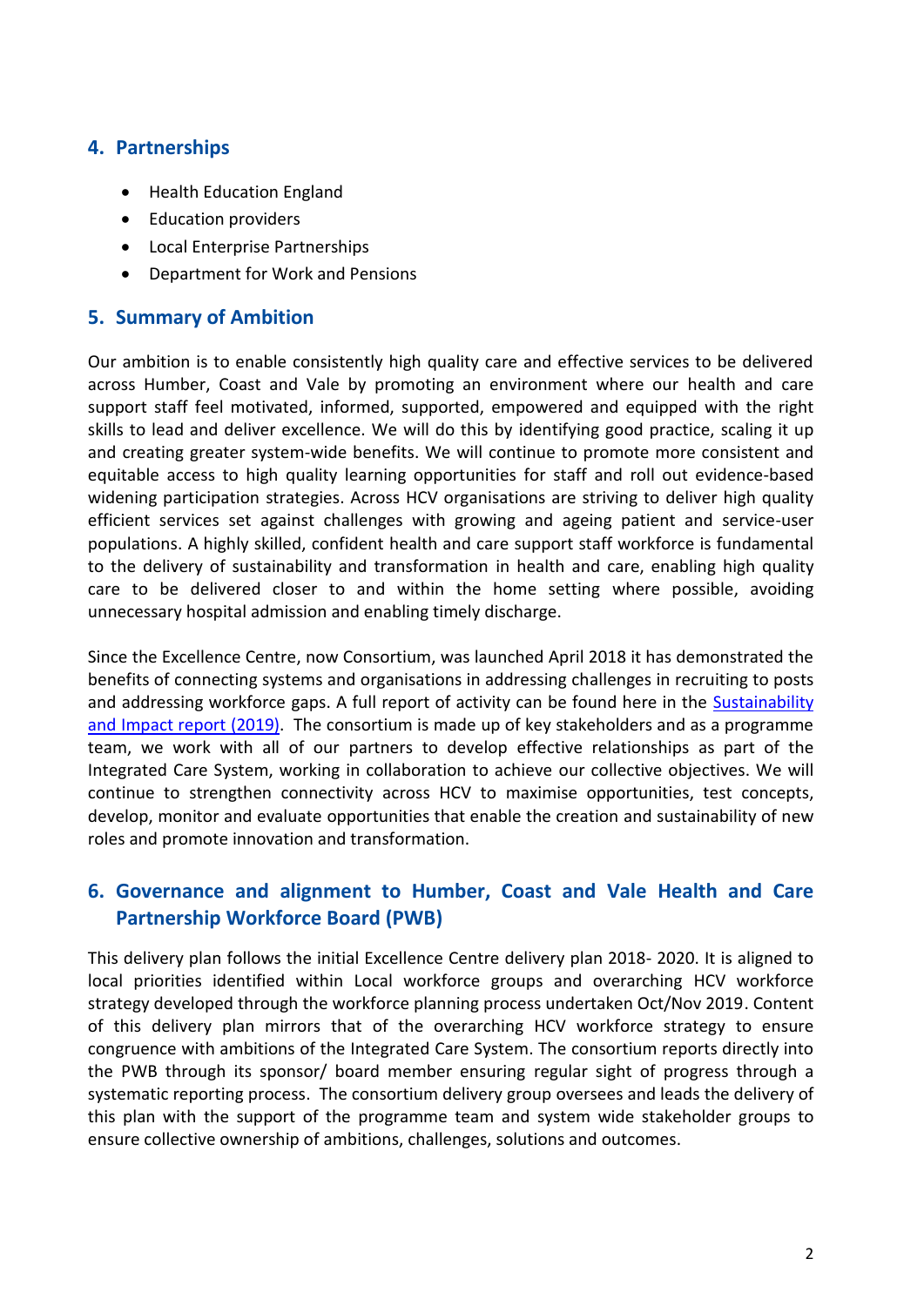## 4. Partnerships

- Health Education England
- Education providers
- Local Enterprise Partnerships
- Department for Work and Pensions

## 5. Summary of Ambition

Our ambition is to enable consistently high quality care and effective services to be delivered across Humber, Coast and Vale by promoting an environment where our health and care support staff feel motivated, informed, supported, empowered and equipped with the right skills to lead and deliver excellence. We will do this by identifying good practice, scaling it up and creating greater system-wide benefits. We will continue to promote more consistent and equitable access to high quality learning opportunities for staff and roll out evidence-based widening participation strategies. Across HCV organisations are striving to deliver high quality efficient services set against challenges with growing and ageing patient and service-user populations. A highly skilled, confident health and care support staff workforce is fundamental to the delivery of sustainability and transformation in health and care, enabling high quality care to be delivered closer to and within the home setting where possible, avoiding unnecessary hospital admission and enabling timely discharge.

Since the Excellence Centre, now Consortium, was launched April 2018 it has demonstrated the benefits of connecting systems and organisations in addressing challenges in recruiting to posts and addressing workforce gaps. A full report of activity can be found here in the Sustainability and Impact report (2019). The consortium is made up of key stakeholders and as a programme team, we work with all of our partners to develop effective relationships as part of the Integrated Care System, working in collaboration to achieve our collective objectives. We will continue to strengthen connectivity across HCV to maximise opportunities, test concepts, develop, monitor and evaluate opportunities that enable the creation and sustainability of new roles and promote innovation and transformation.

## 6. Governance and alignment to Humber, Coast and Vale Health and Care Partnership Workforce Board (PWB)

This delivery plan follows the initial Excellence Centre delivery plan 2018- 2020. It is aligned to local priorities identified within Local workforce groups and overarching HCV workforce strategy developed through the workforce planning process undertaken Oct/Nov 2019. Content of this delivery plan mirrors that of the overarching HCV workforce strategy to ensure congruence with ambitions of the Integrated Care System. The consortium reports directly into the PWB through its sponsor/ board member ensuring regular sight of progress through a systematic reporting process. The consortium delivery group oversees and leads the delivery of this plan with the support of the programme team and system wide stakeholder groups to ensure collective ownership of ambitions, challenges, solutions and outcomes.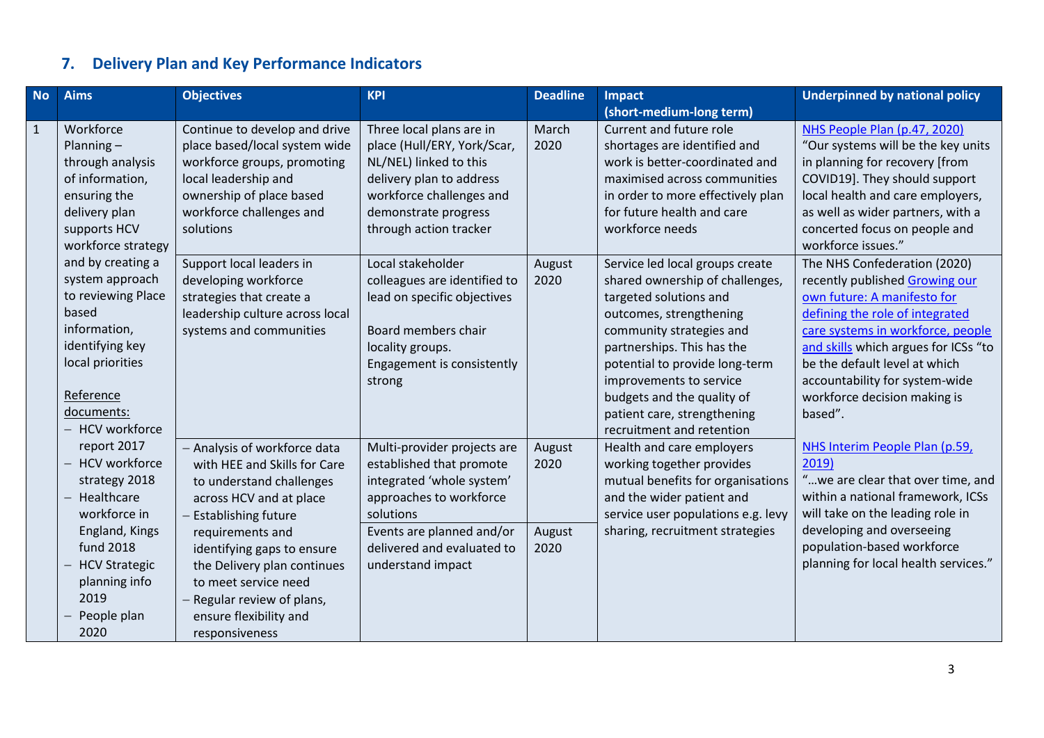## 7. Delivery Plan and Key Performance Indicators

| No | Aims | Objectives | KPI | Deadline | Impact (short-medium-long term) | Underpinned by national policy |
|---|---|---|---|---|---|---|
| 1 | Workforce Planning – through analysis of information, ensuring the delivery plan supports HCV workforce strategy and by creating a system approach to reviewing Place based information, identifying key local priorities<br><br>Reference documents:<br>– HCV workforce report 2017<br>– HCV workforce strategy 2018<br>– Healthcare workforce in England, Kings fund 2018<br>– HCV Strategic planning info 2019<br>– People plan 2020 | Continue to develop and drive place based/local system wide workforce groups, promoting local leadership and ownership of place based workforce challenges and solutions | Three local plans are in place (Hull/ERY, York/Scar, NL/NEL) linked to this delivery plan to address workforce challenges and demonstrate progress through action tracker | March 2020 | Current and future role shortages are identified and work is better-coordinated and maximised across communities in order to more effectively plan for future health and care workforce needs | NHS People Plan (p.47, 2020)<br>"Our systems will be the key units in planning for recovery [from COVID19]. They should support local health and care employers, as well as wider partners, with a concerted focus on people and workforce issues." |
| | | Support local leaders in developing workforce strategies that create a leadership culture across local systems and communities | Local stakeholder colleagues are identified to lead on specific objectives<br><br>Board members chair locality groups.<br>Engagement is consistently strong | August 2020 | Service led local groups create shared ownership of challenges, targeted solutions and outcomes, strengthening community strategies and partnerships. This has the potential to provide long-term improvements to service budgets and the quality of patient care, strengthening recruitment and retention | The NHS Confederation (2020) recently published Growing our own future: A manifesto for defining the role of integrated care systems in workforce, people and skills which argues for ICSs "to be the default level at which accountability for system-wide workforce decision making is based". |
| | | – Analysis of workforce data with HEE and Skills for Care to understand challenges across HCV and at place<br>– Establishing future requirements and identifying gaps to ensure the Delivery plan continues to meet service need<br>– Regular review of plans, ensure flexibility and responsiveness | Multi-provider projects are established that promote integrated 'whole system' approaches to workforce solutions | August 2020 | Health and care employers working together provides mutual benefits for organisations and the wider patient and service user populations e.g. levy sharing, recruitment strategies | NHS Interim People Plan (p.59, 2019)<br>"…we are clear that over time, and within a national framework, ICSs will take on the leading role in developing and overseeing population-based workforce planning for local health services." |
| | | | Events are planned and/or delivered and evaluated to understand impact | August 2020 | | |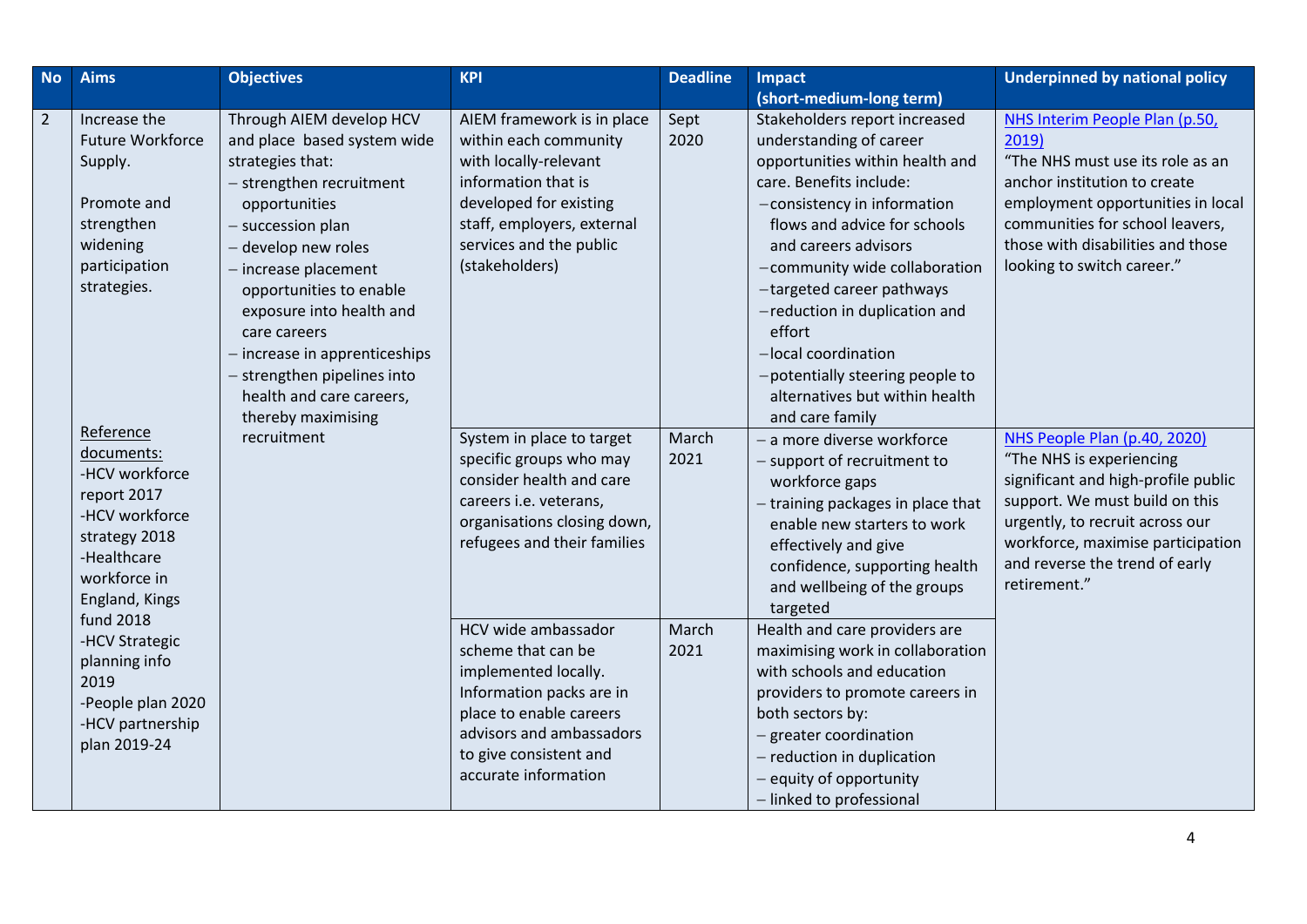| No | Aims | Objectives | KPI | Deadline | Impact (short-medium-long term) | Underpinned by national policy |
|---|---|---|---|---|---|---|
| 2 | Increase the Future Workforce Supply.<br><br>Promote and strengthen widening participation strategies.<br><br>Reference documents:<br>-HCV workforce report 2017<br>-HCV workforce strategy 2018<br>-Healthcare workforce in England, Kings fund 2018<br>-HCV Strategic planning info 2019<br>-People plan 2020<br>-HCV partnership plan 2019-24 | Through AIEM develop HCV and place based system wide strategies that:<br>– strengthen recruitment opportunities<br>– succession plan<br>– develop new roles<br>– increase placement opportunities to enable exposure into health and care careers<br>– increase in apprenticeships<br>– strengthen pipelines into health and care careers, thereby maximising recruitment | AIEM framework is in place within each community with locally-relevant information that is developed for existing staff, employers, external services and the public (stakeholders) | Sept 2020 | Stakeholders report increased understanding of career opportunities within health and care. Benefits include:<br>– consistency in information flows and advice for schools and careers advisors<br>– community wide collaboration<br>– targeted career pathways<br>– reduction in duplication and effort<br>– local coordination<br>– potentially steering people to alternatives but within health and care family | NHS Interim People Plan (p.50, 2019)<br>"The NHS must use its role as an anchor institution to create employment opportunities in local communities for school leavers, those with disabilities and those looking to switch career." |
| | | | System in place to target specific groups who may consider health and care careers i.e. veterans, organisations closing down, refugees and their families | March 2021 | – a more diverse workforce<br>– support of recruitment to workforce gaps<br>– training packages in place that enable new starters to work effectively and give confidence, supporting health and wellbeing of the groups targeted | NHS People Plan (p.40, 2020)<br>"The NHS is experiencing significant and high-profile public support. We must build on this urgently, to recruit across our workforce, maximise participation and reverse the trend of early retirement." |
| | | | HCV wide ambassador scheme that can be implemented locally. Information packs are in place to enable careers advisors and ambassadors to give consistent and accurate information | March 2021 | Health and care providers are maximising work in collaboration with schools and education providers to promote careers in both sectors by:<br>– greater coordination<br>– reduction in duplication<br>– equity of opportunity<br>– linked to professional | |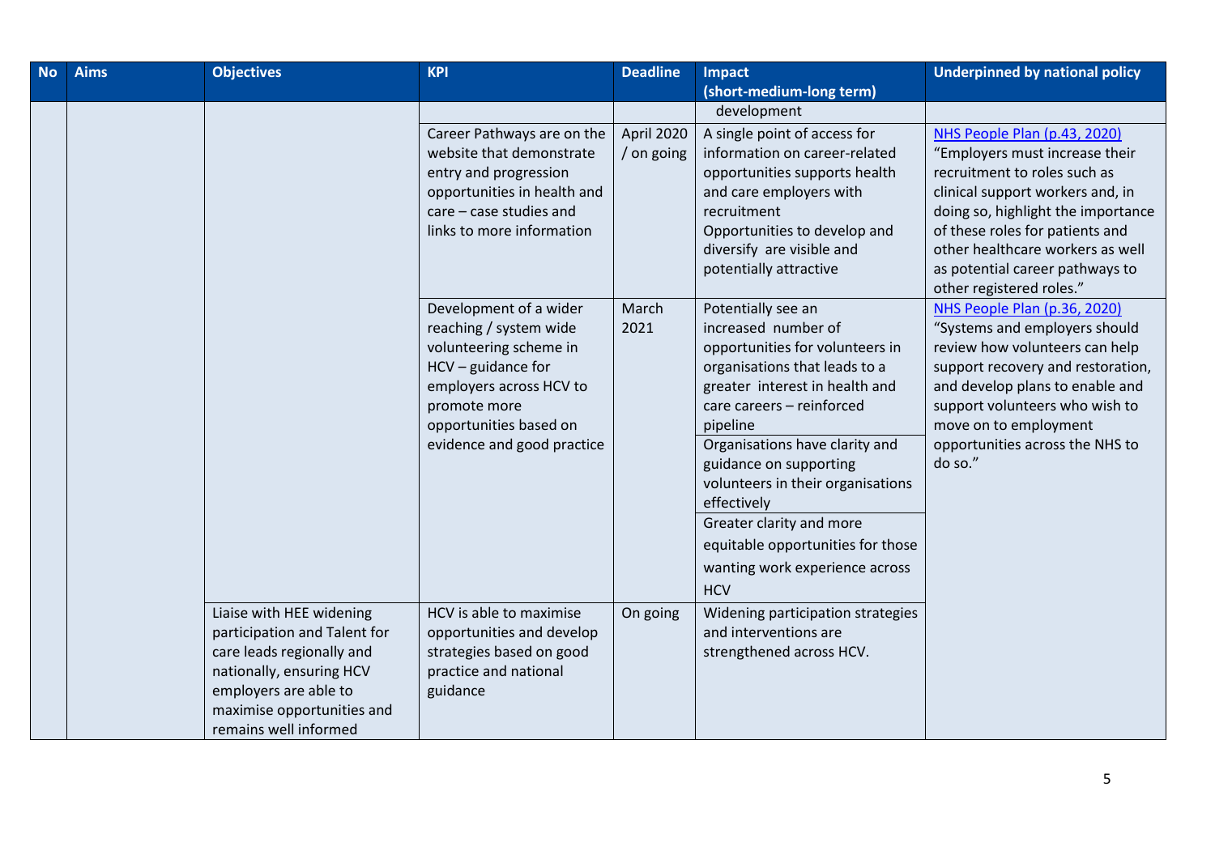| No | Aims | Objectives | KPI | Deadline | Impact (short-medium-long term) | Underpinned by national policy |
|---|---|---|---|---|---|---|
| | | | | | development | |
| | | | Career Pathways are on the website that demonstrate entry and progression opportunities in health and care – case studies and links to more information | April 2020 / on going | A single point of access for information on career-related opportunities supports health and care employers with recruitment Opportunities to develop and diversify are visible and potentially attractive | NHS People Plan (p.43, 2020) "Employers must increase their recruitment to roles such as clinical support workers and, in doing so, highlight the importance of these roles for patients and other healthcare workers as well as potential career pathways to other registered roles." |
| | | | Development of a wider reaching / system wide volunteering scheme in HCV – guidance for employers across HCV to promote more opportunities based on evidence and good practice | March 2021 | Potentially see an increased number of opportunities for volunteers in organisations that leads to a greater interest in health and care careers – reinforced pipeline | NHS People Plan (p.36, 2020) "Systems and employers should review how volunteers can help support recovery and restoration, and develop plans to enable and support volunteers who wish to move on to employment opportunities across the NHS to do so." |
| | | | | | Organisations have clarity and guidance on supporting volunteers in their organisations effectively | |
| | | | | | Greater clarity and more equitable opportunities for those wanting work experience across HCV | |
| | | Liaise with HEE widening participation and Talent for care leads regionally and nationally, ensuring HCV employers are able to maximise opportunities and remains well informed | HCV is able to maximise opportunities and develop strategies based on good practice and national guidance | On going | Widening participation strategies and interventions are strengthened across HCV. | |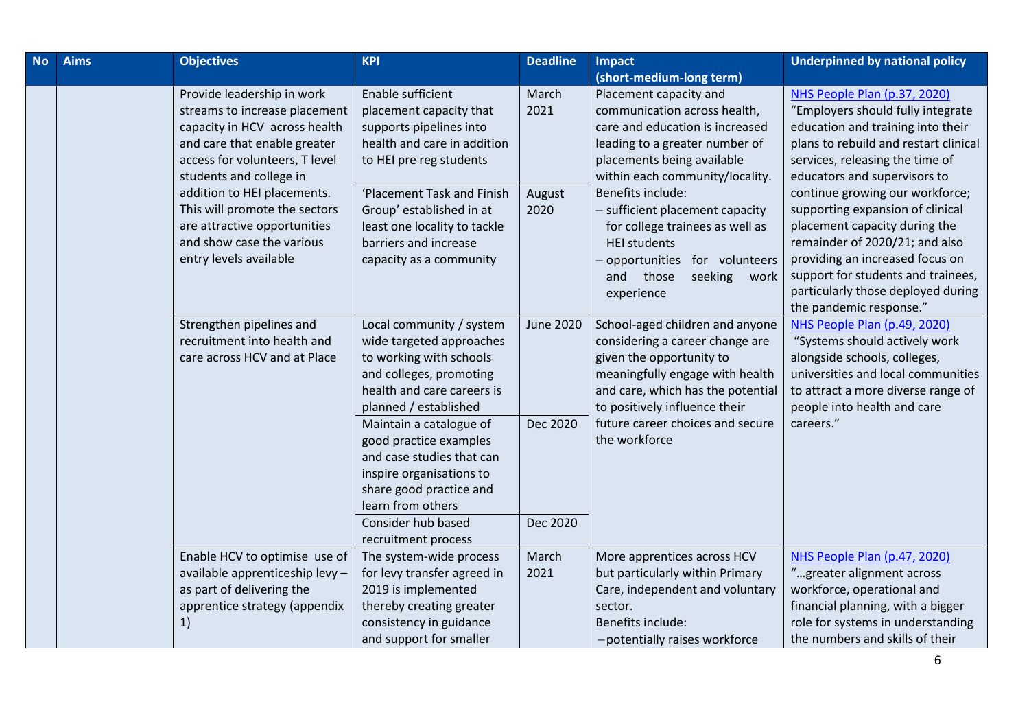| No | Aims | Objectives | KPI | Deadline | Impact (short-medium-long term) | Underpinned by national policy |
|---|---|---|---|---|---|---|
| | | Provide leadership in work streams to increase placement capacity in HCV across health and care that enable greater access for volunteers, T level students and college in addition to HEI placements. This will promote the sectors are attractive opportunities and show case the various entry levels available | Enable sufficient placement capacity that supports pipelines into health and care in addition to HEI pre reg students | March 2021 | Placement capacity and communication across health, care and education is increased leading to a greater number of placements being available within each community/locality. Benefits include: – sufficient placement capacity for college trainees as well as HEI students – opportunities for volunteers and those seeking work experience | NHS People Plan (p.37, 2020) "Employers should fully integrate education and training into their plans to rebuild and restart clinical services, releasing the time of educators and supervisors to continue growing our workforce; supporting expansion of clinical placement capacity during the remainder of 2020/21; and also providing an increased focus on support for students and trainees, particularly those deployed during the pandemic response." |
| | | | 'Placement Task and Finish Group' established in at least one locality to tackle barriers and increase capacity as a community | August 2020 | | |
| | | Strengthen pipelines and recruitment into health and care across HCV and at Place | Local community / system wide targeted approaches to working with schools and colleges, promoting health and care careers is planned / established | June 2020 | School-aged children and anyone considering a career change are given the opportunity to meaningfully engage with health and care, which has the potential to positively influence their future career choices and secure the workforce | NHS People Plan (p.49, 2020) "Systems should actively work alongside schools, colleges, universities and local communities to attract a more diverse range of people into health and care careers." |
| | | | Maintain a catalogue of good practice examples and case studies that can inspire organisations to share good practice and learn from others | Dec 2020 | | |
| | | | Consider hub based recruitment process | Dec 2020 | | |
| | | Enable HCV to optimise use of available apprenticeship levy – as part of delivering the apprentice strategy (appendix 1) | The system-wide process for levy transfer agreed in 2019 is implemented thereby creating greater consistency in guidance and support for smaller | March 2021 | More apprentices across HCV but particularly within Primary Care, independent and voluntary sector. Benefits include: – potentially raises workforce | NHS People Plan (p.47, 2020) "…greater alignment across workforce, operational and financial planning, with a bigger role for systems in understanding the numbers and skills of their |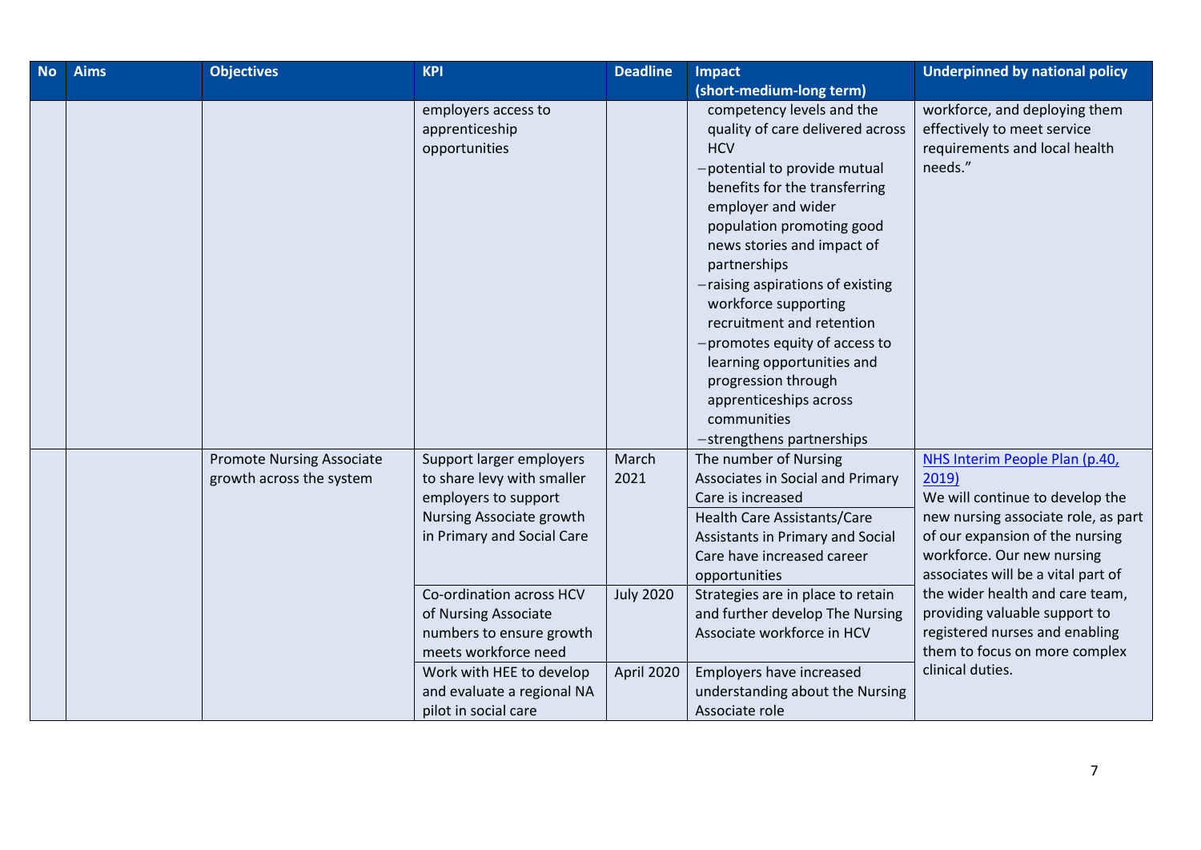| No | Aims | Objectives | KPI | Deadline | Impact (short-medium-long term) | Underpinned by national policy |
|---|---|---|---|---|---|---|
| | | | employers access to apprenticeship opportunities | | competency levels and the quality of care delivered across HCV<br>– potential to provide mutual benefits for the transferring employer and wider population promoting good news stories and impact of partnerships<br>– raising aspirations of existing workforce supporting recruitment and retention<br>– promotes equity of access to learning opportunities and progression through apprenticeships across communities<br>– strengthens partnerships | workforce, and deploying them effectively to meet service requirements and local health needs." |
| | | Promote Nursing Associate growth across the system | Support larger employers to share levy with smaller employers to support Nursing Associate growth in Primary and Social Care | March 2021 | The number of Nursing Associates in Social and Primary Care is increased<br>Health Care Assistants/Care Assistants in Primary and Social Care have increased career opportunities | [NHS Interim People Plan (p.40, 2019)]<br>We will continue to develop the new nursing associate role, as part of our expansion of the nursing workforce. Our new nursing associates will be a vital part of the wider health and care team, providing valuable support to registered nurses and enabling them to focus on more complex clinical duties. |
| | | | Co-ordination across HCV of Nursing Associate numbers to ensure growth meets workforce need | July 2020 | Strategies are in place to retain and further develop The Nursing Associate workforce in HCV | |
| | | | Work with HEE to develop and evaluate a regional NA pilot in social care | April 2020 | Employers have increased understanding about the Nursing Associate role | |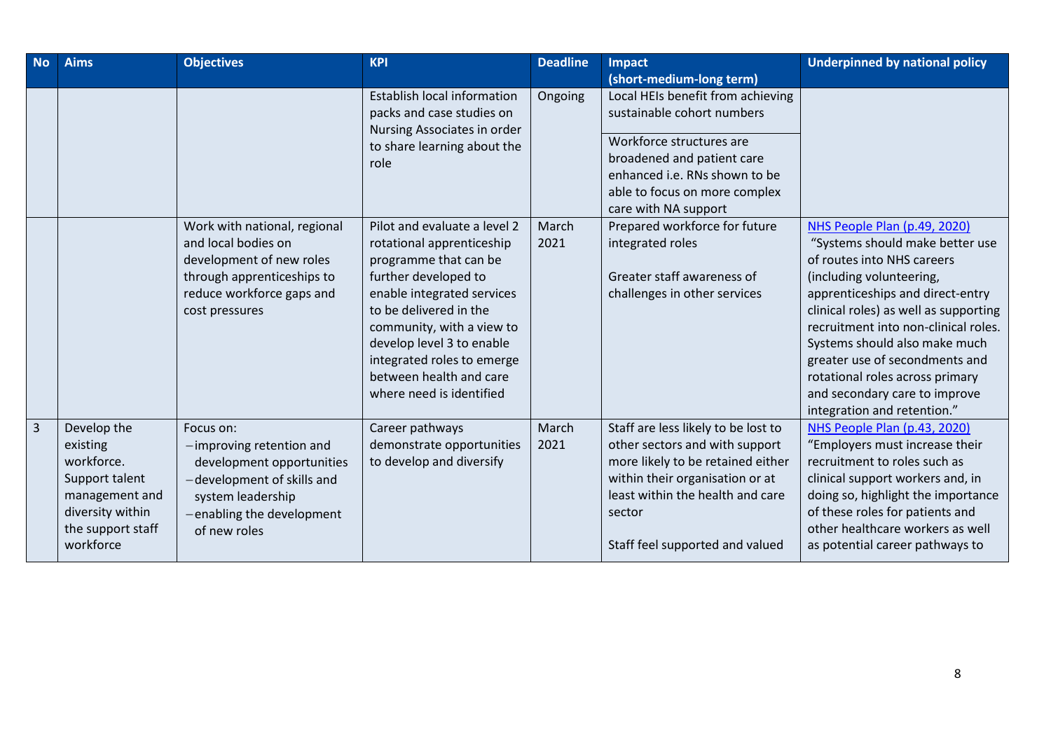| No | Aims | Objectives | KPI | Deadline | Impact (short-medium-long term) | Underpinned by national policy |
|---|---|---|---|---|---|---|
| | | | Establish local information packs and case studies on Nursing Associates in order to share learning about the role | Ongoing | Local HEIs benefit from achieving sustainable cohort numbers<br><br>Workforce structures are broadened and patient care enhanced i.e. RNs shown to be able to focus on more complex care with NA support | |
| | | Work with national, regional and local bodies on development of new roles through apprenticeships to reduce workforce gaps and cost pressures | Pilot and evaluate a level 2 rotational apprenticeship programme that can be further developed to enable integrated services to be delivered in the community, with a view to develop level 3 to enable integrated roles to emerge between health and care where need is identified | March 2021 | Prepared workforce for future integrated roles<br><br>Greater staff awareness of challenges in other services | NHS People Plan (p.49, 2020)<br>"Systems should make better use of routes into NHS careers (including volunteering, apprenticeships and direct-entry clinical roles) as well as supporting recruitment into non-clinical roles. Systems should also make much greater use of secondments and rotational roles across primary and secondary care to improve integration and retention." |
| 3 | Develop the existing workforce. Support talent management and diversity within the support staff workforce | Focus on:<br>– improving retention and development opportunities<br>– development of skills and system leadership<br>– enabling the development of new roles | Career pathways demonstrate opportunities to develop and diversify | March 2021 | Staff are less likely to be lost to other sectors and with support more likely to be retained either within their organisation or at least within the health and care sector<br><br>Staff feel supported and valued | NHS People Plan (p.43, 2020)<br>"Employers must increase their recruitment to roles such as clinical support workers and, in doing so, highlight the importance of these roles for patients and other healthcare workers as well as potential career pathways to |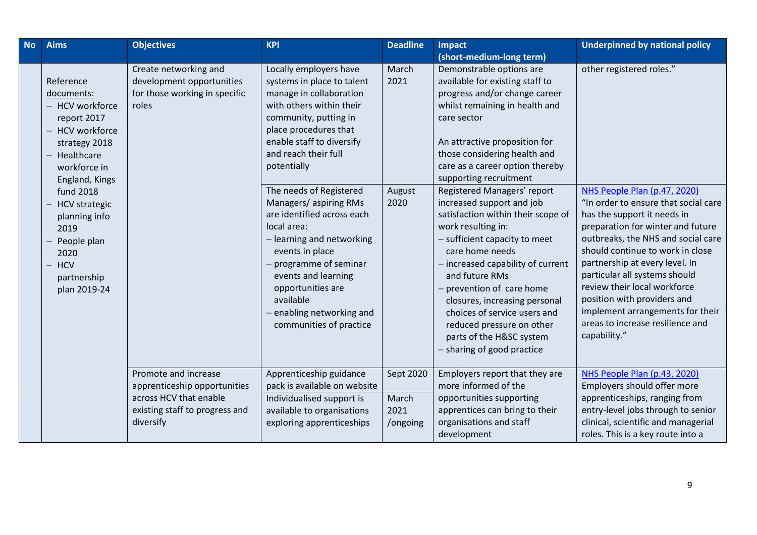| No | Aims | Objectives | KPI | Deadline | Impact (short-medium-long term) | Underpinned by national policy |
|---|---|---|---|---|---|---|
| | Reference documents:<br>– HCV workforce report 2017<br>– HCV workforce strategy 2018<br>– Healthcare workforce in England, Kings fund 2018<br>– HCV strategic planning info 2019<br>– People plan 2020<br>– HCV partnership plan 2019-24 | Create networking and development opportunities for those working in specific roles | Locally employers have systems in place to talent manage in collaboration with others within their community, putting in place procedures that enable staff to diversify and reach their full potentially | March 2021 | Demonstrable options are available for existing staff to progress and/or change career whilst remaining in health and care sector<br><br>An attractive proposition for those considering health and care as a career option thereby supporting recruitment | other registered roles." |
| | | | The needs of Registered Managers/ aspiring RMs are identified across each local area:<br>– learning and networking events in place<br>– programme of seminar events and learning opportunities are available<br>– enabling networking and communities of practice | August 2020 | Registered Managers' report increased support and job satisfaction within their scope of work resulting in:<br>– sufficient capacity to meet care home needs<br>– increased capability of current and future RMs<br>– prevention of care home closures, increasing personal choices of service users and reduced pressure on other parts of the H&SC system<br>– sharing of good practice | NHS People Plan (p.47, 2020)<br>"In order to ensure that social care has the support it needs in preparation for winter and future outbreaks, the NHS and social care should continue to work in close partnership at every level. In particular all systems should review their local workforce position with providers and implement arrangements for their areas to increase resilience and capability." |
| | | Promote and increase apprenticeship opportunities across HCV that enable existing staff to progress and diversify | Apprenticeship guidance pack is available on website | Sept 2020 | Employers report that they are more informed of the opportunities supporting apprentices can bring to their organisations and staff development | NHS People Plan (p.43, 2020)<br>Employers should offer more apprenticeships, ranging from entry-level jobs through to senior clinical, scientific and managerial roles. This is a key route into a |
| | | | Individualised support is available to organisations exploring apprenticeships | March 2021 /ongoing | | |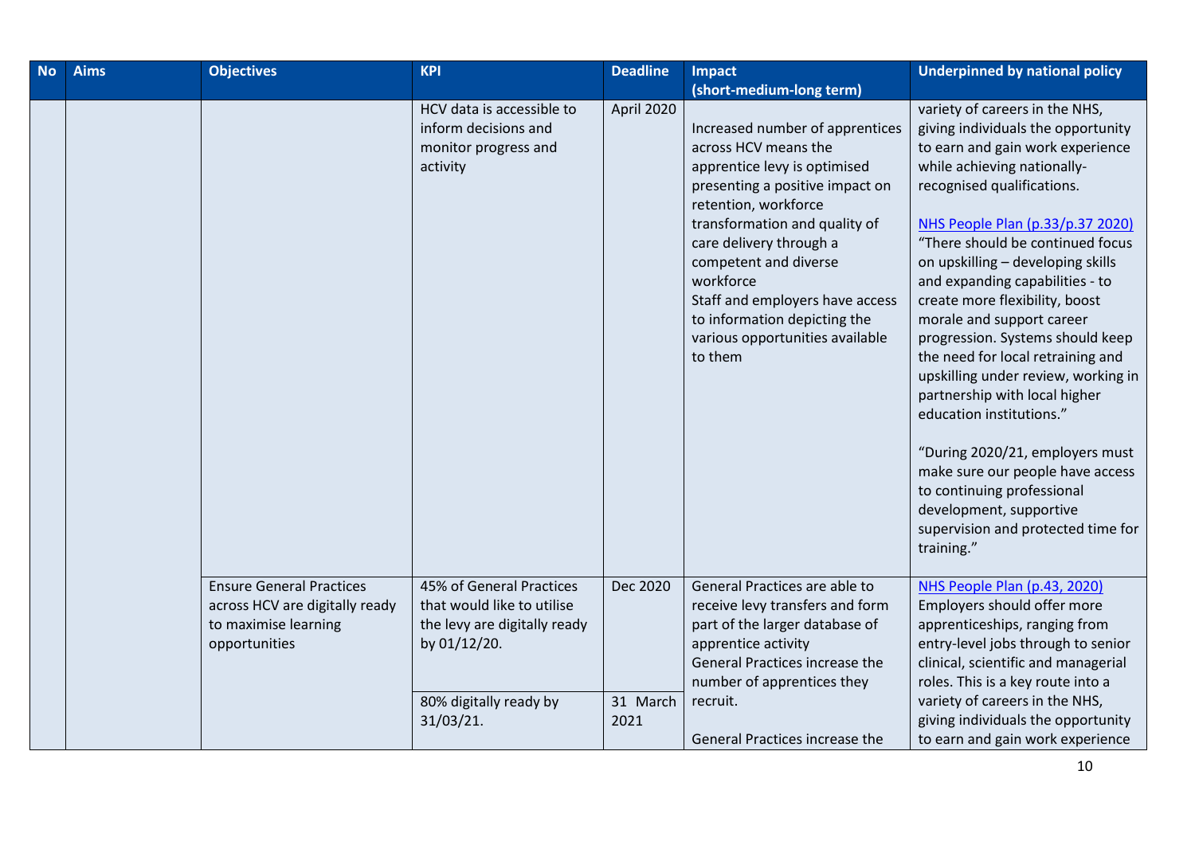| No | Aims | Objectives | KPI | Deadline | Impact (short-medium-long term) | Underpinned by national policy |
|---|---|---|---|---|---|---|
| | | | HCV data is accessible to inform decisions and monitor progress and activity | April 2020 | Increased number of apprentices across HCV means the apprentice levy is optimised presenting a positive impact on retention, workforce transformation and quality of care delivery through a competent and diverse workforce<br>Staff and employers have access to information depicting the various opportunities available to them | variety of careers in the NHS, giving individuals the opportunity to earn and gain work experience while achieving nationally-recognised qualifications.<br><br>NHS People Plan (p.33/p.37 2020)<br>"There should be continued focus on upskilling – developing skills and expanding capabilities - to create more flexibility, boost morale and support career progression. Systems should keep the need for local retraining and upskilling under review, working in partnership with local higher education institutions."<br><br>"During 2020/21, employers must make sure our people have access to continuing professional development, supportive supervision and protected time for training." |
| | | Ensure General Practices across HCV are digitally ready to maximise learning opportunities | 45% of General Practices that would like to utilise the levy are digitally ready by 01/12/20. | Dec 2020 | General Practices are able to receive levy transfers and form part of the larger database of apprentice activity<br>General Practices increase the number of apprentices they recruit.<br><br>General Practices increase the | NHS People Plan (p.43, 2020)<br>Employers should offer more apprenticeships, ranging from entry-level jobs through to senior clinical, scientific and managerial roles. This is a key route into a variety of careers in the NHS, giving individuals the opportunity to earn and gain work experience |
| | | | 80% digitally ready by 31/03/21. | 31 March 2021 | | |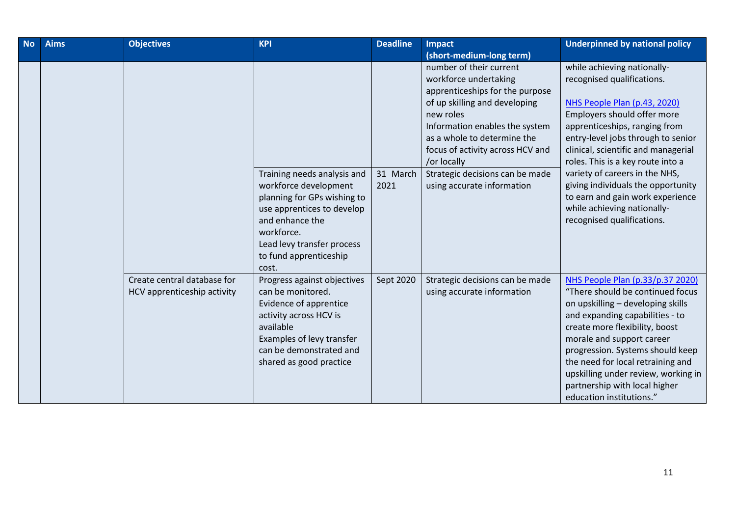| No | Aims | Objectives | KPI | Deadline | Impact (short-medium-long term) | Underpinned by national policy |
|---|---|---|---|---|---|---|
| | | | | | number of their current workforce undertaking apprenticeships for the purpose of up skilling and developing new roles<br>Information enables the system as a whole to determine the focus of activity across HCV and /or locally | while achieving nationally-recognised qualifications.<br><br>NHS People Plan (p.43, 2020)<br>Employers should offer more apprenticeships, ranging from entry-level jobs through to senior clinical, scientific and managerial roles. This is a key route into a variety of careers in the NHS, giving individuals the opportunity to earn and gain work experience while achieving nationally-recognised qualifications. |
| | | | Training needs analysis and workforce development planning for GPs wishing to use apprentices to develop and enhance the workforce.<br>Lead levy transfer process to fund apprenticeship cost. | 31 March 2021 | Strategic decisions can be made using accurate information | |
| | | Create central database for HCV apprenticeship activity | Progress against objectives can be monitored.<br>Evidence of apprentice activity across HCV is available<br>Examples of levy transfer can be demonstrated and shared as good practice | Sept 2020 | Strategic decisions can be made using accurate information | NHS People Plan (p.33/p.37 2020)<br>"There should be continued focus on upskilling – developing skills and expanding capabilities - to create more flexibility, boost morale and support career progression. Systems should keep the need for local retraining and upskilling under review, working in partnership with local higher education institutions." |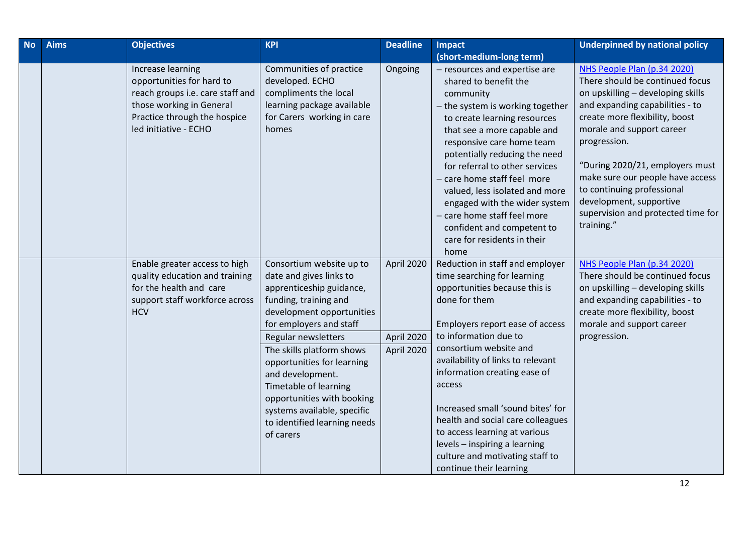| No | Aims | Objectives | KPI | Deadline | Impact (short-medium-long term) | Underpinned by national policy |
|---|---|---|---|---|---|---|
| | | Increase learning opportunities for hard to reach groups i.e. care staff and those working in General Practice through the hospice led initiative - ECHO | Communities of practice developed. ECHO compliments the local learning package available for Carers working in care homes | Ongoing | – resources and expertise are shared to benefit the community<br>– the system is working together to create learning resources that see a more capable and responsive care home team potentially reducing the need for referral to other services<br>– care home staff feel more valued, less isolated and more engaged with the wider system<br>– care home staff feel more confident and competent to care for residents in their home | NHS People Plan (p.34 2020)<br>There should be continued focus on upskilling – developing skills and expanding capabilities - to create more flexibility, boost morale and support career progression.<br><br>"During 2020/21, employers must make sure our people have access to continuing professional development, supportive supervision and protected time for training." |
| | | Enable greater access to high quality education and training for the health and care support staff workforce across HCV | Consortium website up to date and gives links to apprenticeship guidance, funding, training and development opportunities for employers and staff | April 2020 | Reduction in staff and employer time searching for learning opportunities because this is done for them<br><br>Employers report ease of access to information due to consortium website and availability of links to relevant information creating ease of access<br><br>Increased small 'sound bites' for health and social care colleagues to access learning at various levels – inspiring a learning culture and motivating staff to continue their learning | NHS People Plan (p.34 2020)<br>There should be continued focus on upskilling – developing skills and expanding capabilities - to create more flexibility, boost morale and support career progression. |
| | | | Regular newsletters | April 2020 | | |
| | | | The skills platform shows opportunities for learning and development. Timetable of learning opportunities with booking systems available, specific to identified learning needs of carers | April 2020 | | |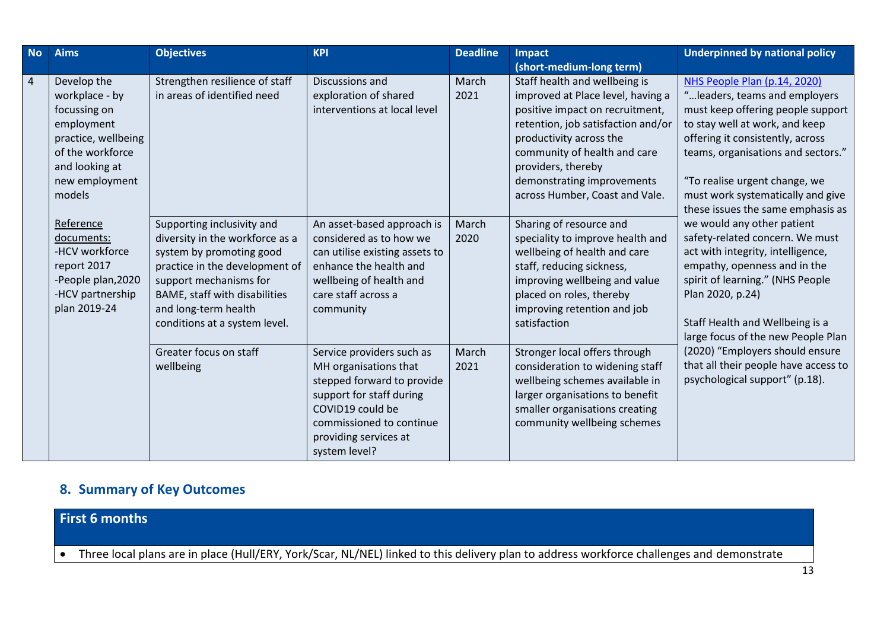| No | Aims | Objectives | KPI | Deadline | Impact (short-medium-long term) | Underpinned by national policy |
|---|---|---|---|---|---|---|
| 4 | Develop the workplace - by focussing on employment practice, wellbeing of the workforce and looking at new employment models<br><br>Reference documents:<br>-HCV workforce report 2017<br>-People plan,2020<br>-HCV partnership plan 2019-24 | Strengthen resilience of staff in areas of identified need | Discussions and exploration of shared interventions at local level | March 2021 | Staff health and wellbeing is improved at Place level, having a positive impact on recruitment, retention, job satisfaction and/or productivity across the community of health and care providers, thereby demonstrating improvements across Humber, Coast and Vale. | NHS People Plan (p.14, 2020)<br>"…leaders, teams and employers must keep offering people support to stay well at work, and keep offering it consistently, across teams, organisations and sectors."<br><br>"To realise urgent change, we must work systematically and give these issues the same emphasis as we would any other patient safety-related concern. We must act with integrity, intelligence, empathy, openness and in the spirit of learning." (NHS People Plan 2020, p.24)<br><br>Staff Health and Wellbeing is a large focus of the new People Plan (2020) "Employers should ensure that all their people have access to psychological support" (p.18). |
| | | Supporting inclusivity and diversity in the workforce as a system by promoting good practice in the development of support mechanisms for BAME, staff with disabilities and long-term health conditions at a system level. | An asset-based approach is considered as to how we can utilise existing assets to enhance the health and wellbeing of health and care staff across a community | March 2020 | Sharing of resource and speciality to improve health and wellbeing of health and care staff, reducing sickness, improving wellbeing and value placed on roles, thereby improving retention and job satisfaction | |
| | | Greater focus on staff wellbeing | Service providers such as MH organisations that stepped forward to provide support for staff during COVID19 could be commissioned to continue providing services at system level? | March 2021 | Stronger local offers through consideration to widening staff wellbeing schemes available in larger organisations to benefit smaller organisations creating community wellbeing schemes | |

## 8. Summary of Key Outcomes

| First 6 months |
|---|
| • Three local plans are in place (Hull/ERY, York/Scar, NL/NEL) linked to this delivery plan to address workforce challenges and demonstrate |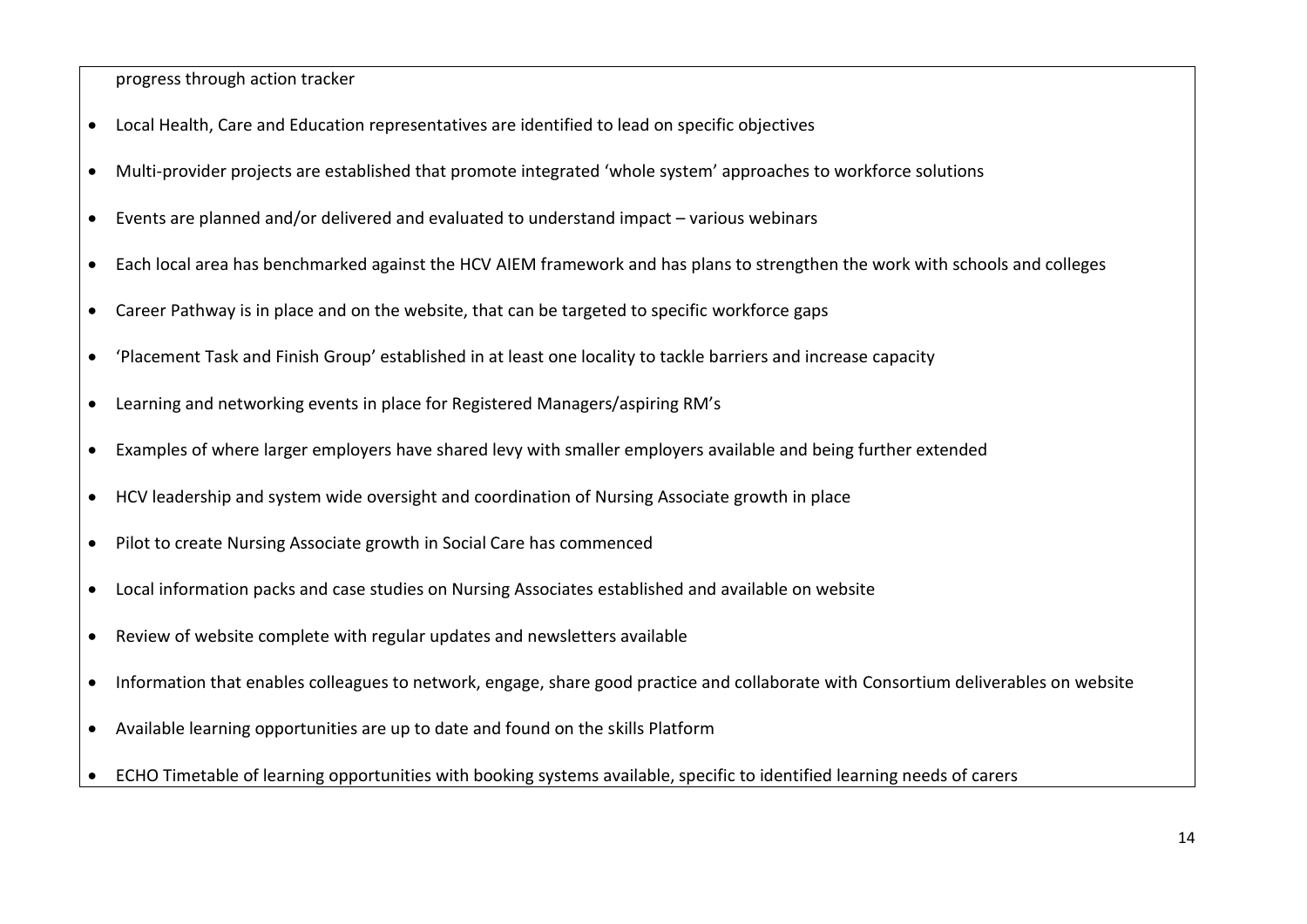progress through action tracker

- Local Health, Care and Education representatives are identified to lead on specific objectives
- Multi-provider projects are established that promote integrated 'whole system' approaches to workforce solutions
- Events are planned and/or delivered and evaluated to understand impact – various webinars
- Each local area has benchmarked against the HCV AIEM framework and has plans to strengthen the work with schools and colleges
- Career Pathway is in place and on the website, that can be targeted to specific workforce gaps
- 'Placement Task and Finish Group' established in at least one locality to tackle barriers and increase capacity
- Learning and networking events in place for Registered Managers/aspiring RM's
- Examples of where larger employers have shared levy with smaller employers available and being further extended
- HCV leadership and system wide oversight and coordination of Nursing Associate growth in place
- Pilot to create Nursing Associate growth in Social Care has commenced
- Local information packs and case studies on Nursing Associates established and available on website
- Review of website complete with regular updates and newsletters available
- Information that enables colleagues to network, engage, share good practice and collaborate with Consortium deliverables on website
- Available learning opportunities are up to date and found on the skills Platform
- ECHO Timetable of learning opportunities with booking systems available, specific to identified learning needs of carers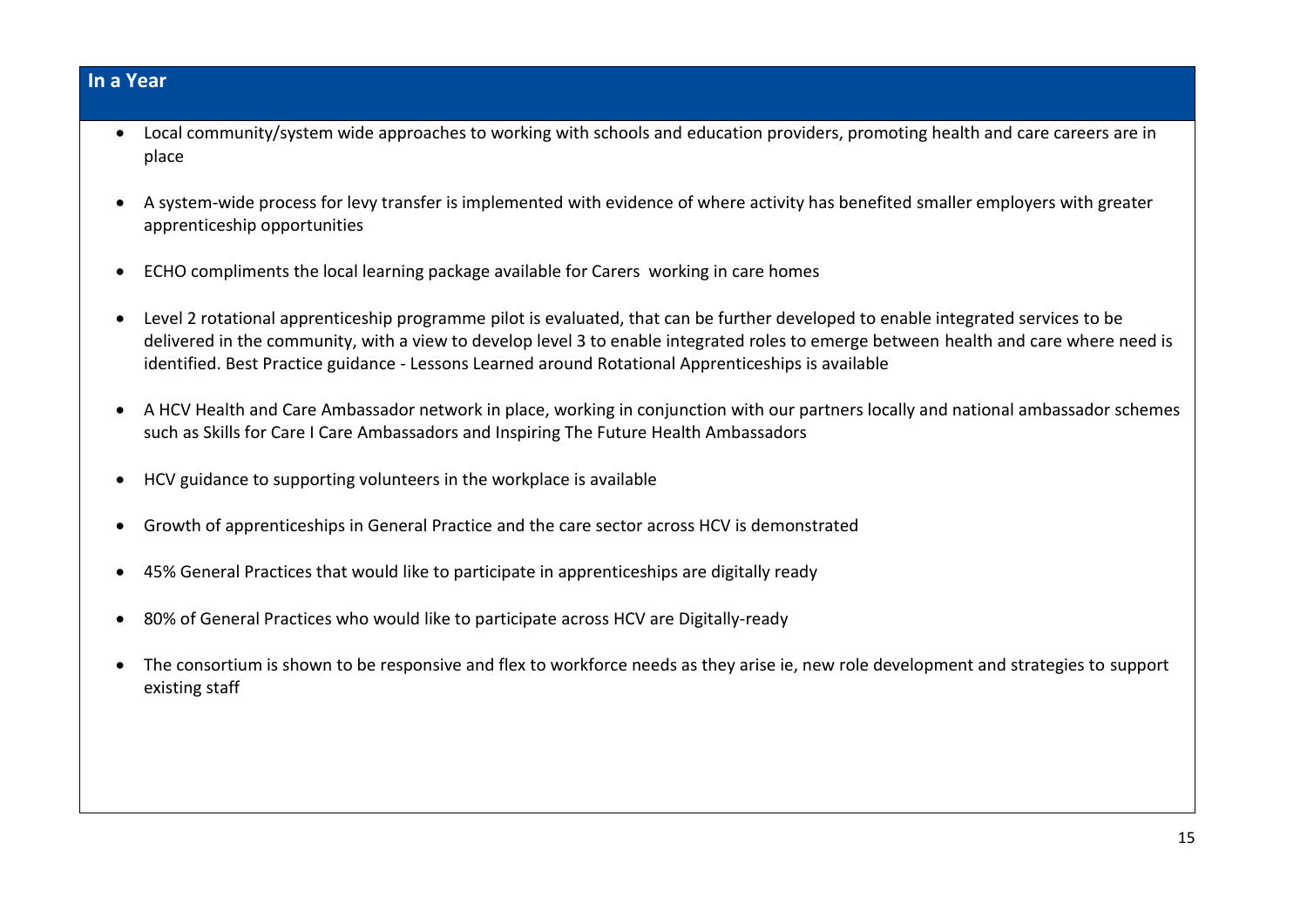## In a Year

- Local community/system wide approaches to working with schools and education providers, promoting health and care careers are in place
- A system-wide process for levy transfer is implemented with evidence of where activity has benefited smaller employers with greater apprenticeship opportunities
- ECHO compliments the local learning package available for Carers working in care homes
- Level 2 rotational apprenticeship programme pilot is evaluated, that can be further developed to enable integrated services to be delivered in the community, with a view to develop level 3 to enable integrated roles to emerge between health and care where need is identified. Best Practice guidance - Lessons Learned around Rotational Apprenticeships is available
- A HCV Health and Care Ambassador network in place, working in conjunction with our partners locally and national ambassador schemes such as Skills for Care I Care Ambassadors and Inspiring The Future Health Ambassadors
- HCV guidance to supporting volunteers in the workplace is available
- Growth of apprenticeships in General Practice and the care sector across HCV is demonstrated
- 45% General Practices that would like to participate in apprenticeships are digitally ready
- 80% of General Practices who would like to participate across HCV are Digitally-ready
- The consortium is shown to be responsive and flex to workforce needs as they arise ie, new role development and strategies to support existing staff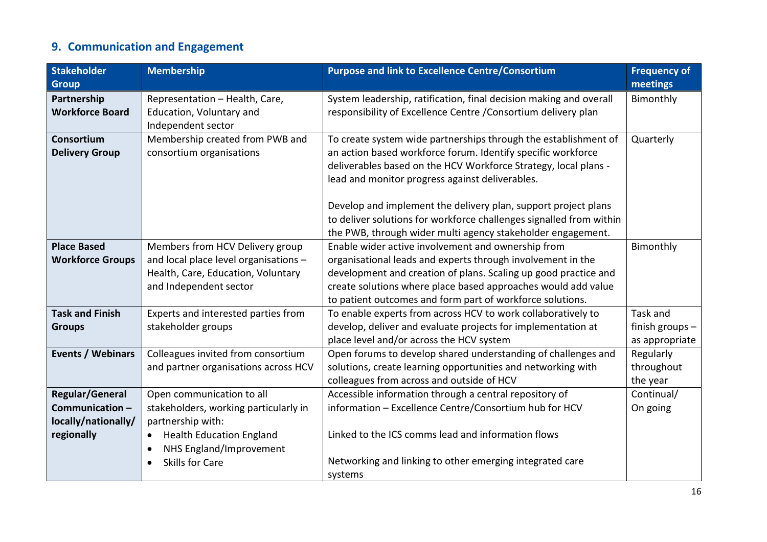## 9. Communication and Engagement

| Stakeholder Group | Membership | Purpose and link to Excellence Centre/Consortium | Frequency of meetings |
|---|---|---|---|
| **Partnership Workforce Board** | Representation – Health, Care, Education, Voluntary and Independent sector | System leadership, ratification, final decision making and overall responsibility of Excellence Centre /Consortium delivery plan | Bimonthly |
| **Consortium Delivery Group** | Membership created from PWB and consortium organisations | To create system wide partnerships through the establishment of an action based workforce forum. Identify specific workforce deliverables based on the HCV Workforce Strategy, local plans - lead and monitor progress against deliverables.<br><br>Develop and implement the delivery plan, support project plans to deliver solutions for workforce challenges signalled from within the PWB, through wider multi agency stakeholder engagement. | Quarterly |
| **Place Based Workforce Groups** | Members from HCV Delivery group and local place level organisations – Health, Care, Education, Voluntary and Independent sector | Enable wider active involvement and ownership from organisational leads and experts through involvement in the development and creation of plans. Scaling up good practice and create solutions where place based approaches would add value to patient outcomes and form part of workforce solutions. | Bimonthly |
| **Task and Finish Groups** | Experts and interested parties from stakeholder groups | To enable experts from across HCV to work collaboratively to develop, deliver and evaluate projects for implementation at place level and/or across the HCV system | Task and finish groups – as appropriate |
| **Events / Webinars** | Colleagues invited from consortium and partner organisations across HCV | Open forums to develop shared understanding of challenges and solutions, create learning opportunities and networking with colleagues from across and outside of HCV | Regularly throughout the year |
| **Regular/General Communication – locally/nationally/ regionally** | Open communication to all stakeholders, working particularly in partnership with:<br>• Health Education England<br>• NHS England/Improvement<br>• Skills for Care | Accessible information through a central repository of information – Excellence Centre/Consortium hub for HCV<br><br>Linked to the ICS comms lead and information flows<br><br>Networking and linking to other emerging integrated care systems | Continual/ On going |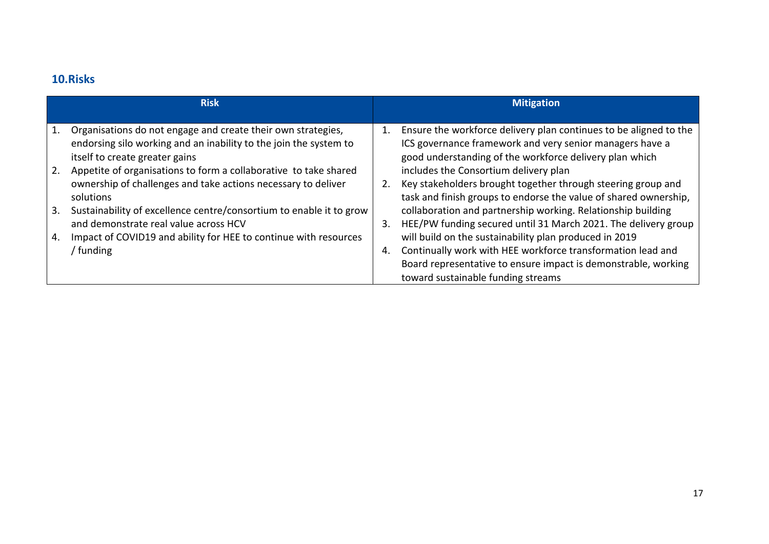## 10.Risks

| Risk | Mitigation |
|---|---|
| 1. Organisations do not engage and create their own strategies, endorsing silo working and an inability to the join the system to itself to create greater gains | 1. Ensure the workforce delivery plan continues to be aligned to the ICS governance framework and very senior managers have a good understanding of the workforce delivery plan which includes the Consortium delivery plan |
| 2. Appetite of organisations to form a collaborative to take shared ownership of challenges and take actions necessary to deliver solutions | 2. Key stakeholders brought together through steering group and task and finish groups to endorse the value of shared ownership, collaboration and partnership working. Relationship building |
| 3. Sustainability of excellence centre/consortium to enable it to grow and demonstrate real value across HCV | 3. HEE/PW funding secured until 31 March 2021. The delivery group will build on the sustainability plan produced in 2019 |
| 4. Impact of COVID19 and ability for HEE to continue with resources / funding | 4. Continually work with HEE workforce transformation lead and Board representative to ensure impact is demonstrable, working toward sustainable funding streams |